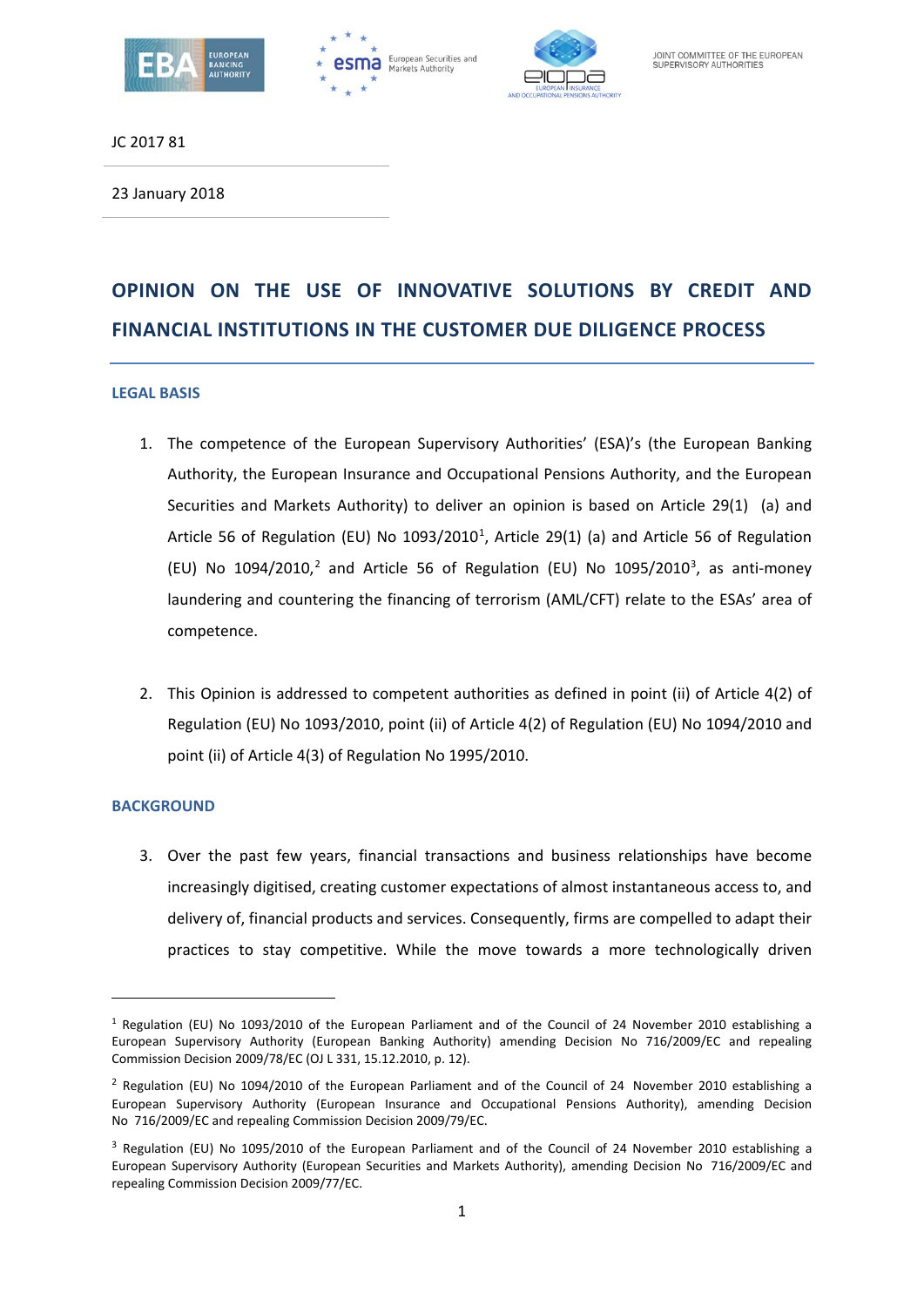JOINT COMMITTEE OF THE EUROPEAN SUPERVISORY AUTHORITIES

JC 2017 81

23 January 2018

# OPINION ON THE USE OF INNOVATIVE SOLUTIONS BY CREDIT AND FINANCIAL INSTITUTIONS IN THE CUSTOMER DUE DILIGENCE PROCESS

## LEGAL BASIS

1. The competence of the European Supervisory Authorities' (ESA)'s (the European Banking Authority, the European Insurance and Occupational Pensions Authority, and the European Securities and Markets Authority) to deliver an opinion is based on Article 29(1) (a) and Article 56 of Regulation (EU) No 1093/2010[1], Article 29(1) (a) and Article 56 of Regulation (EU) No 1094/2010,[2] and Article 56 of Regulation (EU) No 1095/2010[3], as anti-money laundering and countering the financing of terrorism (AML/CFT) relate to the ESAs' area of competence.

2. This Opinion is addressed to competent authorities as defined in point (ii) of Article 4(2) of Regulation (EU) No 1093/2010, point (ii) of Article 4(2) of Regulation (EU) No 1094/2010 and point (ii) of Article 4(3) of Regulation No 1995/2010.

## BACKGROUND

3. Over the past few years, financial transactions and business relationships have become increasingly digitised, creating customer expectations of almost instantaneous access to, and delivery of, financial products and services. Consequently, firms are compelled to adapt their practices to stay competitive. While the move towards a more technologically driven

---

[1] Regulation (EU) No 1093/2010 of the European Parliament and of the Council of 24 November 2010 establishing a European Supervisory Authority (European Banking Authority) amending Decision No 716/2009/EC and repealing Commission Decision 2009/78/EC (OJ L 331, 15.12.2010, p. 12).

[2] Regulation (EU) No 1094/2010 of the European Parliament and of the Council of 24 November 2010 establishing a European Supervisory Authority (European Insurance and Occupational Pensions Authority), amending Decision No 716/2009/EC and repealing Commission Decision 2009/79/EC.

[3] Regulation (EU) No 1095/2010 of the European Parliament and of the Council of 24 November 2010 establishing a European Supervisory Authority (European Securities and Markets Authority), amending Decision No 716/2009/EC and repealing Commission Decision 2009/77/EC.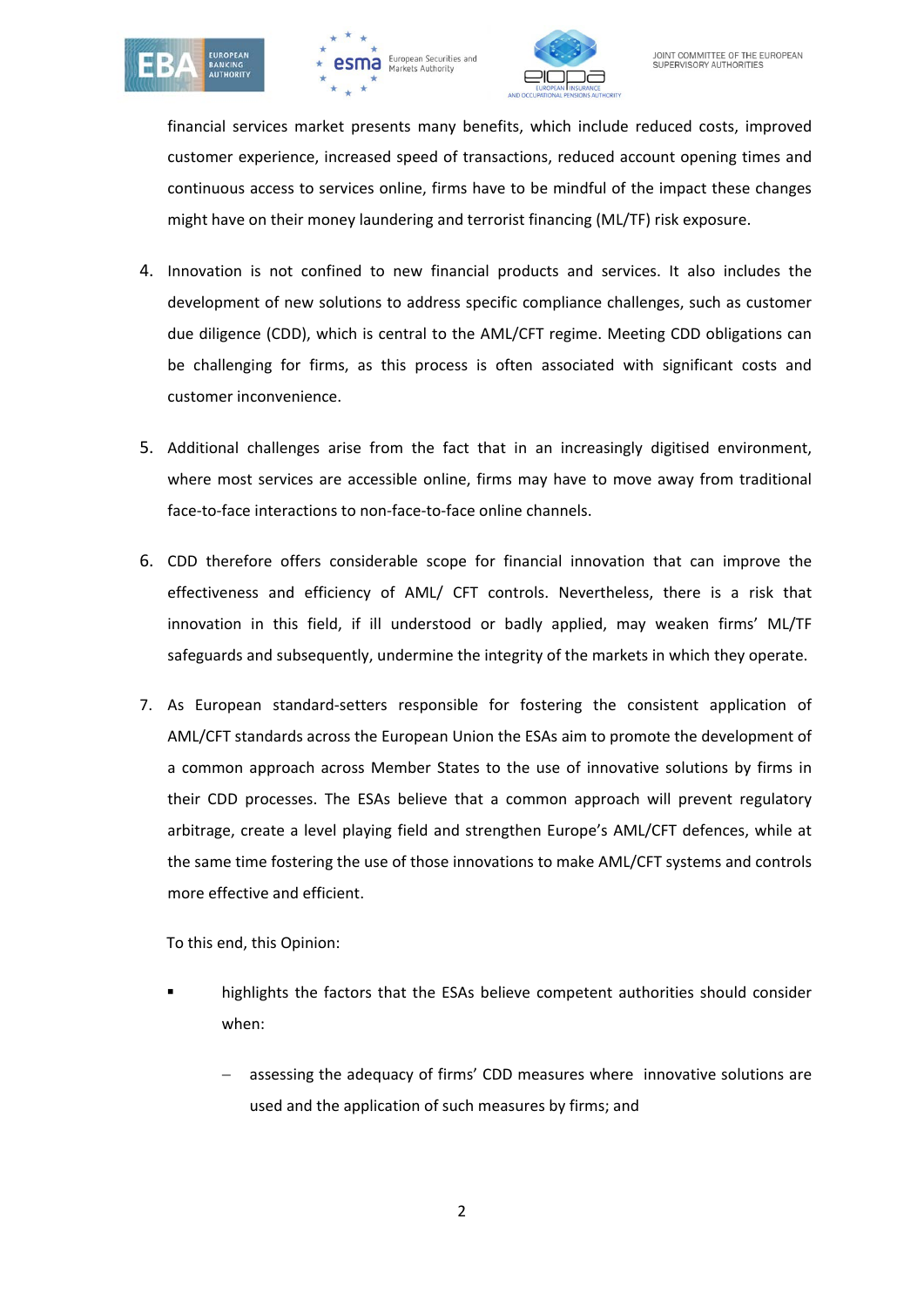financial services market presents many benefits, which include reduced costs, improved customer experience, increased speed of transactions, reduced account opening times and continuous access to services online, firms have to be mindful of the impact these changes might have on their money laundering and terrorist financing (ML/TF) risk exposure.

4. Innovation is not confined to new financial products and services. It also includes the development of new solutions to address specific compliance challenges, such as customer due diligence (CDD), which is central to the AML/CFT regime. Meeting CDD obligations can be challenging for firms, as this process is often associated with significant costs and customer inconvenience.

5. Additional challenges arise from the fact that in an increasingly digitised environment, where most services are accessible online, firms may have to move away from traditional face-to-face interactions to non-face-to-face online channels.

6. CDD therefore offers considerable scope for financial innovation that can improve the effectiveness and efficiency of AML/ CFT controls. Nevertheless, there is a risk that innovation in this field, if ill understood or badly applied, may weaken firms' ML/TF safeguards and subsequently, undermine the integrity of the markets in which they operate.

7. As European standard-setters responsible for fostering the consistent application of AML/CFT standards across the European Union the ESAs aim to promote the development of a common approach across Member States to the use of innovative solutions by firms in their CDD processes. The ESAs believe that a common approach will prevent regulatory arbitrage, create a level playing field and strengthen Europe's AML/CFT defences, while at the same time fostering the use of those innovations to make AML/CFT systems and controls more effective and efficient.

   To this end, this Opinion:

   - highlights the factors that the ESAs believe competent authorities should consider when:
     - assessing the adequacy of firms' CDD measures where innovative solutions are used and the application of such measures by firms; and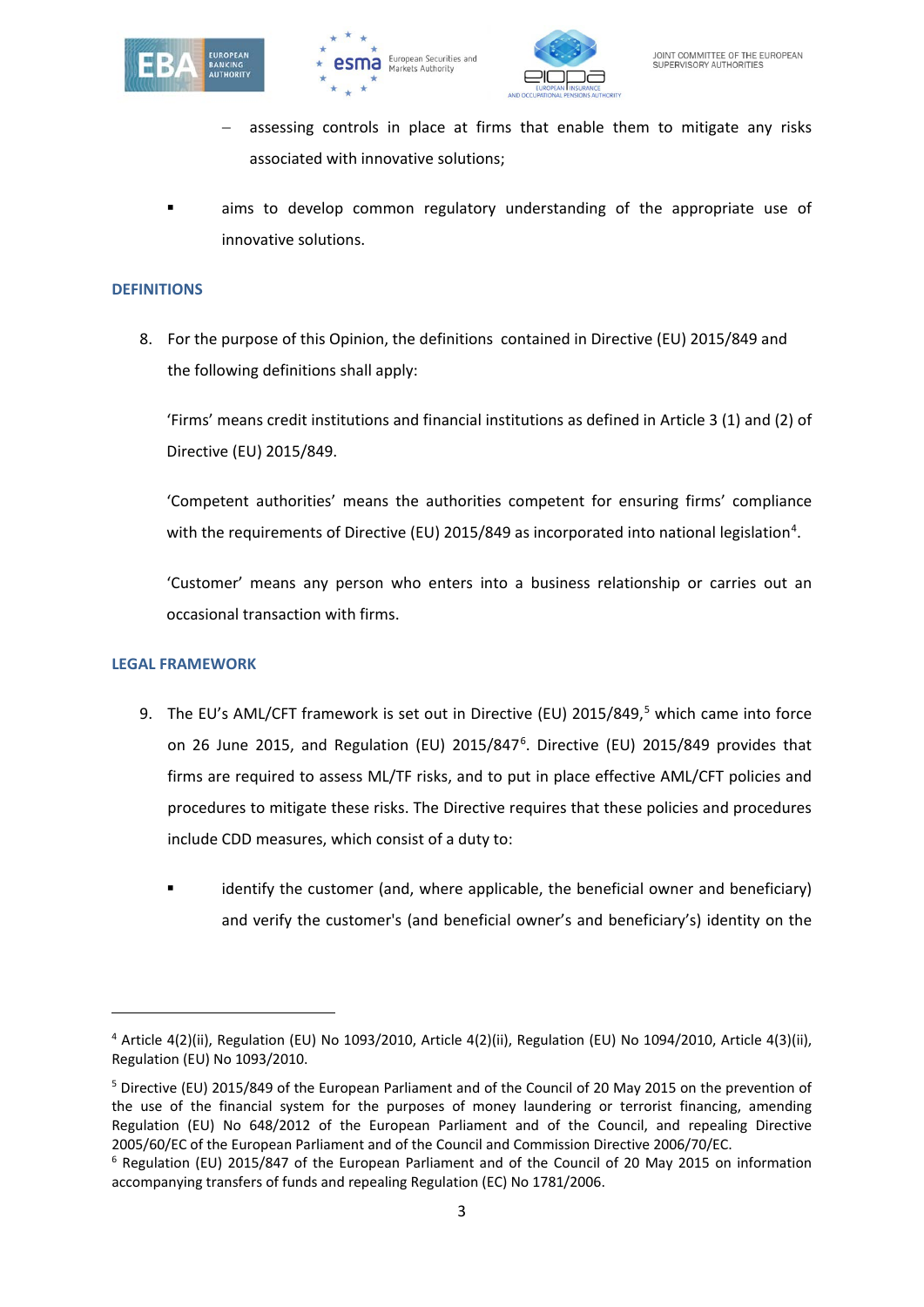- assessing controls in place at firms that enable them to mitigate any risks associated with innovative solutions;

- aims to develop common regulatory understanding of the appropriate use of innovative solutions.

## DEFINITIONS

8. For the purpose of this Opinion, the definitions contained in Directive (EU) 2015/849 and the following definitions shall apply:

   'Firms' means credit institutions and financial institutions as defined in Article 3 (1) and (2) of Directive (EU) 2015/849.

   'Competent authorities' means the authorities competent for ensuring firms' compliance with the requirements of Directive (EU) 2015/849 as incorporated into national legislation[4].

   'Customer' means any person who enters into a business relationship or carries out an occasional transaction with firms.

## LEGAL FRAMEWORK

9. The EU's AML/CFT framework is set out in Directive (EU) 2015/849,[5] which came into force on 26 June 2015, and Regulation (EU) 2015/847[6]. Directive (EU) 2015/849 provides that firms are required to assess ML/TF risks, and to put in place effective AML/CFT policies and procedures to mitigate these risks. The Directive requires that these policies and procedures include CDD measures, which consist of a duty to:

   - identify the customer (and, where applicable, the beneficial owner and beneficiary) and verify the customer's (and beneficial owner's and beneficiary's) identity on the

---

[4] Article 4(2)(ii), Regulation (EU) No 1093/2010, Article 4(2)(ii), Regulation (EU) No 1094/2010, Article 4(3)(ii), Regulation (EU) No 1093/2010.

[5] Directive (EU) 2015/849 of the European Parliament and of the Council of 20 May 2015 on the prevention of the use of the financial system for the purposes of money laundering or terrorist financing, amending Regulation (EU) No 648/2012 of the European Parliament and of the Council, and repealing Directive 2005/60/EC of the European Parliament and of the Council and Commission Directive 2006/70/EC.

[6] Regulation (EU) 2015/847 of the European Parliament and of the Council of 20 May 2015 on information accompanying transfers of funds and repealing Regulation (EC) No 1781/2006.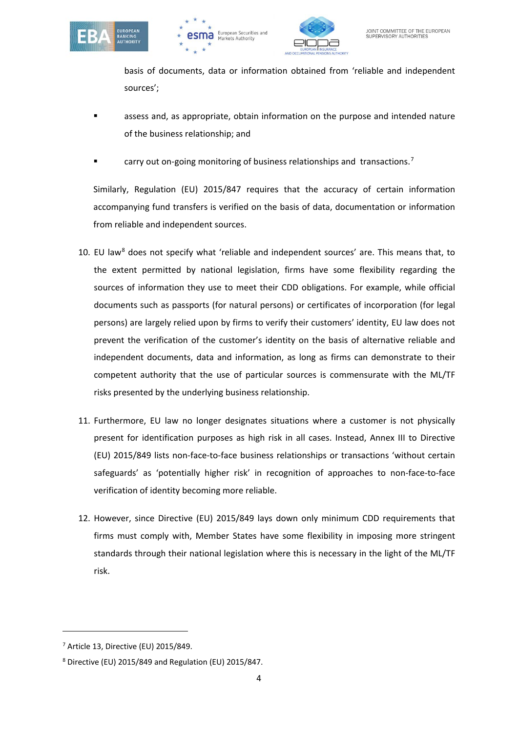basis of documents, data or information obtained from 'reliable and independent sources';

- assess and, as appropriate, obtain information on the purpose and intended nature of the business relationship; and
- carry out on-going monitoring of business relationships and transactions.[7]

Similarly, Regulation (EU) 2015/847 requires that the accuracy of certain information accompanying fund transfers is verified on the basis of data, documentation or information from reliable and independent sources.

10. EU law[8] does not specify what 'reliable and independent sources' are. This means that, to the extent permitted by national legislation, firms have some flexibility regarding the sources of information they use to meet their CDD obligations. For example, while official documents such as passports (for natural persons) or certificates of incorporation (for legal persons) are largely relied upon by firms to verify their customers' identity, EU law does not prevent the verification of the customer's identity on the basis of alternative reliable and independent documents, data and information, as long as firms can demonstrate to their competent authority that the use of particular sources is commensurate with the ML/TF risks presented by the underlying business relationship.

11. Furthermore, EU law no longer designates situations where a customer is not physically present for identification purposes as high risk in all cases. Instead, Annex III to Directive (EU) 2015/849 lists non-face-to-face business relationships or transactions 'without certain safeguards' as 'potentially higher risk' in recognition of approaches to non-face-to-face verification of identity becoming more reliable.

12. However, since Directive (EU) 2015/849 lays down only minimum CDD requirements that firms must comply with, Member States have some flexibility in imposing more stringent standards through their national legislation where this is necessary in the light of the ML/TF risk.

---

[7] Article 13, Directive (EU) 2015/849.

[8] Directive (EU) 2015/849 and Regulation (EU) 2015/847.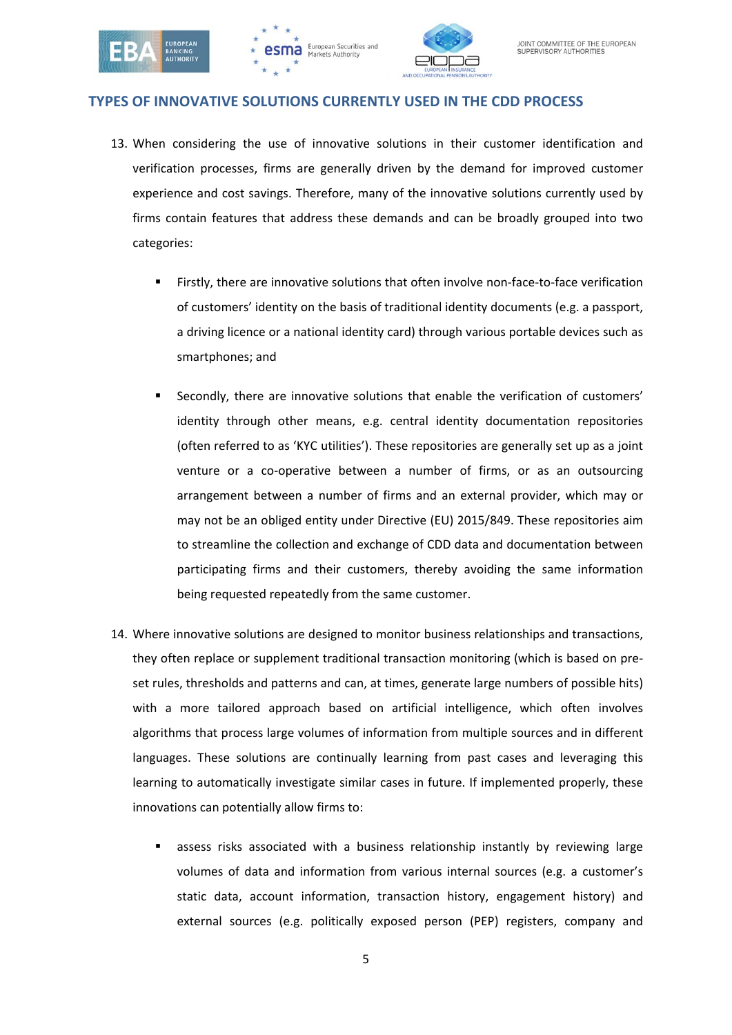## TYPES OF INNOVATIVE SOLUTIONS CURRENTLY USED IN THE CDD PROCESS

13. When considering the use of innovative solutions in their customer identification and verification processes, firms are generally driven by the demand for improved customer experience and cost savings. Therefore, many of the innovative solutions currently used by firms contain features that address these demands and can be broadly grouped into two categories:

    - Firstly, there are innovative solutions that often involve non-face-to-face verification of customers' identity on the basis of traditional identity documents (e.g. a passport, a driving licence or a national identity card) through various portable devices such as smartphones; and

    - Secondly, there are innovative solutions that enable the verification of customers' identity through other means, e.g. central identity documentation repositories (often referred to as 'KYC utilities'). These repositories are generally set up as a joint venture or a co-operative between a number of firms, or as an outsourcing arrangement between a number of firms and an external provider, which may or may not be an obliged entity under Directive (EU) 2015/849. These repositories aim to streamline the collection and exchange of CDD data and documentation between participating firms and their customers, thereby avoiding the same information being requested repeatedly from the same customer.

14. Where innovative solutions are designed to monitor business relationships and transactions, they often replace or supplement traditional transaction monitoring (which is based on pre-set rules, thresholds and patterns and can, at times, generate large numbers of possible hits) with a more tailored approach based on artificial intelligence, which often involves algorithms that process large volumes of information from multiple sources and in different languages. These solutions are continually learning from past cases and leveraging this learning to automatically investigate similar cases in future. If implemented properly, these innovations can potentially allow firms to:

    - assess risks associated with a business relationship instantly by reviewing large volumes of data and information from various internal sources (e.g. a customer's static data, account information, transaction history, engagement history) and external sources (e.g. politically exposed person (PEP) registers, company and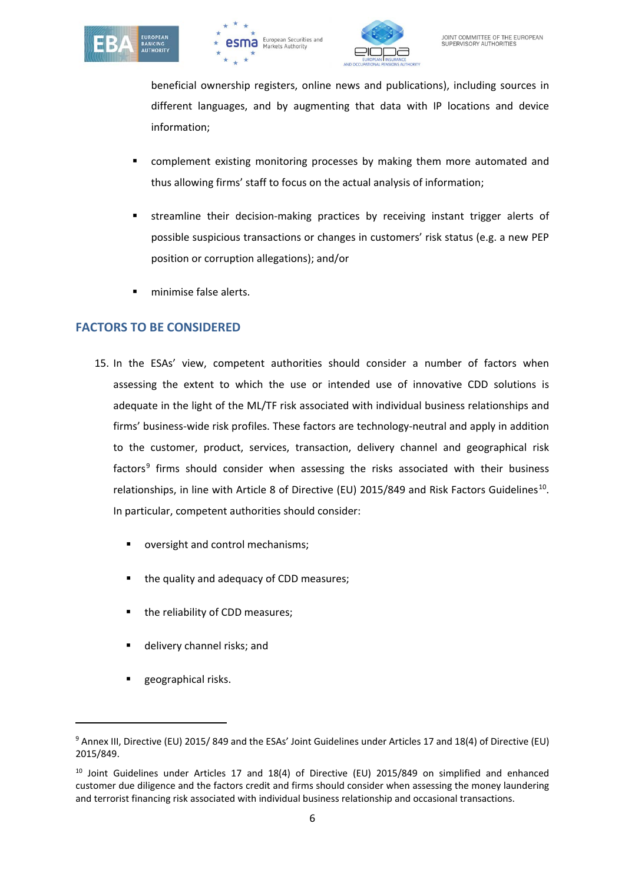beneficial ownership registers, online news and publications), including sources in different languages, and by augmenting that data with IP locations and device information;

- complement existing monitoring processes by making them more automated and thus allowing firms' staff to focus on the actual analysis of information;
- streamline their decision-making practices by receiving instant trigger alerts of possible suspicious transactions or changes in customers' risk status (e.g. a new PEP position or corruption allegations); and/or
- minimise false alerts.

## FACTORS TO BE CONSIDERED

15. In the ESAs' view, competent authorities should consider a number of factors when assessing the extent to which the use or intended use of innovative CDD solutions is adequate in the light of the ML/TF risk associated with individual business relationships and firms' business-wide risk profiles. These factors are technology-neutral and apply in addition to the customer, product, services, transaction, delivery channel and geographical risk factors[9] firms should consider when assessing the risks associated with their business relationships, in line with Article 8 of Directive (EU) 2015/849 and Risk Factors Guidelines[10]. In particular, competent authorities should consider:

    - oversight and control mechanisms;
    - the quality and adequacy of CDD measures;
    - the reliability of CDD measures;
    - delivery channel risks; and
    - geographical risks.

---

[9] Annex III, Directive (EU) 2015/ 849 and the ESAs' Joint Guidelines under Articles 17 and 18(4) of Directive (EU) 2015/849.

[10] Joint Guidelines under Articles 17 and 18(4) of Directive (EU) 2015/849 on simplified and enhanced customer due diligence and the factors credit and firms should consider when assessing the money laundering and terrorist financing risk associated with individual business relationship and occasional transactions.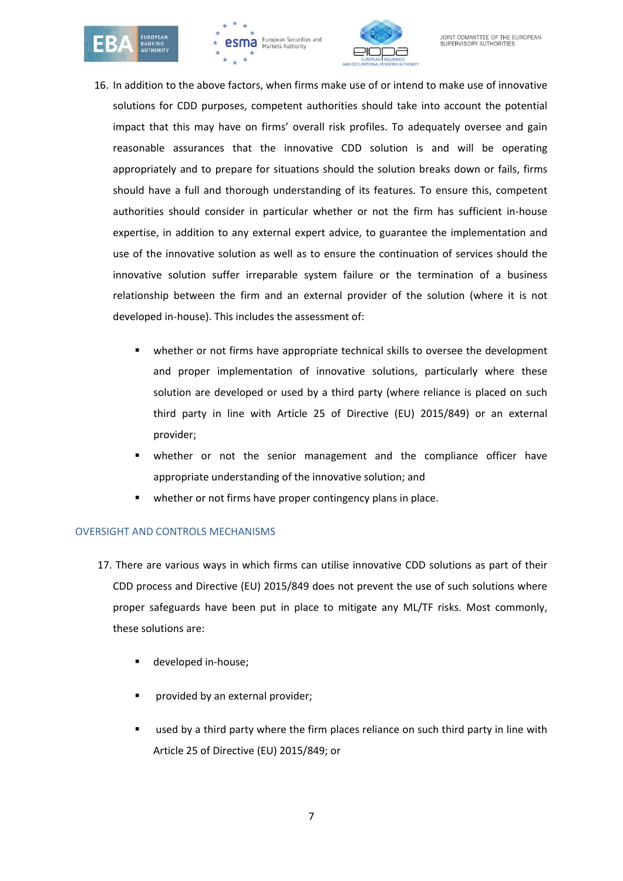16. In addition to the above factors, when firms make use of or intend to make use of innovative solutions for CDD purposes, competent authorities should take into account the potential impact that this may have on firms' overall risk profiles. To adequately oversee and gain reasonable assurances that the innovative CDD solution is and will be operating appropriately and to prepare for situations should the solution breaks down or fails, firms should have a full and thorough understanding of its features. To ensure this, competent authorities should consider in particular whether or not the firm has sufficient in-house expertise, in addition to any external expert advice, to guarantee the implementation and use of the innovative solution as well as to ensure the continuation of services should the innovative solution suffer irreparable system failure or the termination of a business relationship between the firm and an external provider of the solution (where it is not developed in-house). This includes the assessment of:

   - whether or not firms have appropriate technical skills to oversee the development and proper implementation of innovative solutions, particularly where these solution are developed or used by a third party (where reliance is placed on such third party in line with Article 25 of Directive (EU) 2015/849) or an external provider;
   - whether or not the senior management and the compliance officer have appropriate understanding of the innovative solution; and
   - whether or not firms have proper contingency plans in place.

## OVERSIGHT AND CONTROLS MECHANISMS

17. There are various ways in which firms can utilise innovative CDD solutions as part of their CDD process and Directive (EU) 2015/849 does not prevent the use of such solutions where proper safeguards have been put in place to mitigate any ML/TF risks. Most commonly, these solutions are:

   - developed in-house;
   - provided by an external provider;
   - used by a third party where the firm places reliance on such third party in line with Article 25 of Directive (EU) 2015/849; or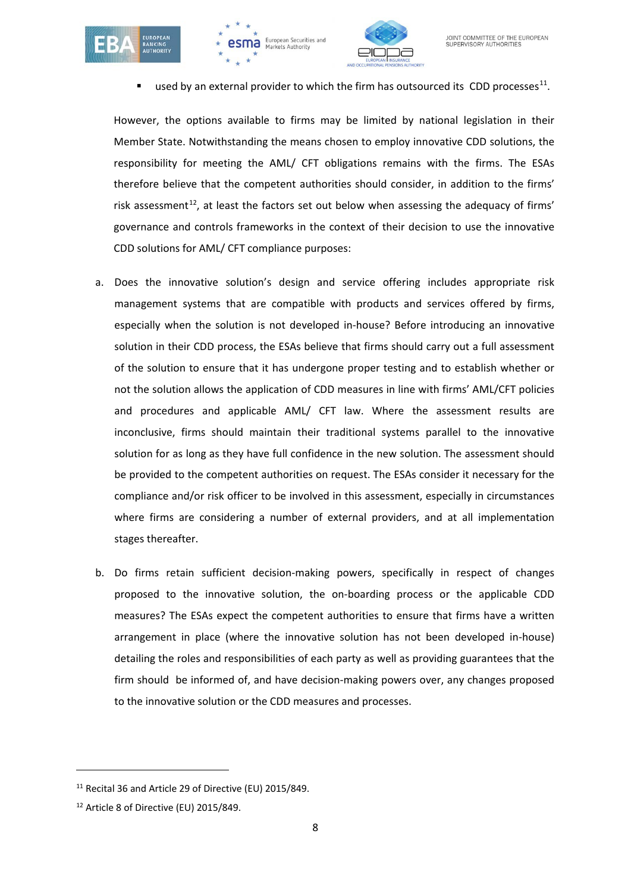- used by an external provider to which the firm has outsourced its CDD processes[11].

However, the options available to firms may be limited by national legislation in their Member State. Notwithstanding the means chosen to employ innovative CDD solutions, the responsibility for meeting the AML/ CFT obligations remains with the firms. The ESAs therefore believe that the competent authorities should consider, in addition to the firms' risk assessment[12], at least the factors set out below when assessing the adequacy of firms' governance and controls frameworks in the context of their decision to use the innovative CDD solutions for AML/ CFT compliance purposes:

a. Does the innovative solution's design and service offering includes appropriate risk management systems that are compatible with products and services offered by firms, especially when the solution is not developed in-house? Before introducing an innovative solution in their CDD process, the ESAs believe that firms should carry out a full assessment of the solution to ensure that it has undergone proper testing and to establish whether or not the solution allows the application of CDD measures in line with firms' AML/CFT policies and procedures and applicable AML/ CFT law. Where the assessment results are inconclusive, firms should maintain their traditional systems parallel to the innovative solution for as long as they have full confidence in the new solution. The assessment should be provided to the competent authorities on request. The ESAs consider it necessary for the compliance and/or risk officer to be involved in this assessment, especially in circumstances where firms are considering a number of external providers, and at all implementation stages thereafter.

b. Do firms retain sufficient decision-making powers, specifically in respect of changes proposed to the innovative solution, the on-boarding process or the applicable CDD measures? The ESAs expect the competent authorities to ensure that firms have a written arrangement in place (where the innovative solution has not been developed in-house) detailing the roles and responsibilities of each party as well as providing guarantees that the firm should be informed of, and have decision-making powers over, any changes proposed to the innovative solution or the CDD measures and processes.

---

[11] Recital 36 and Article 29 of Directive (EU) 2015/849.

[12] Article 8 of Directive (EU) 2015/849.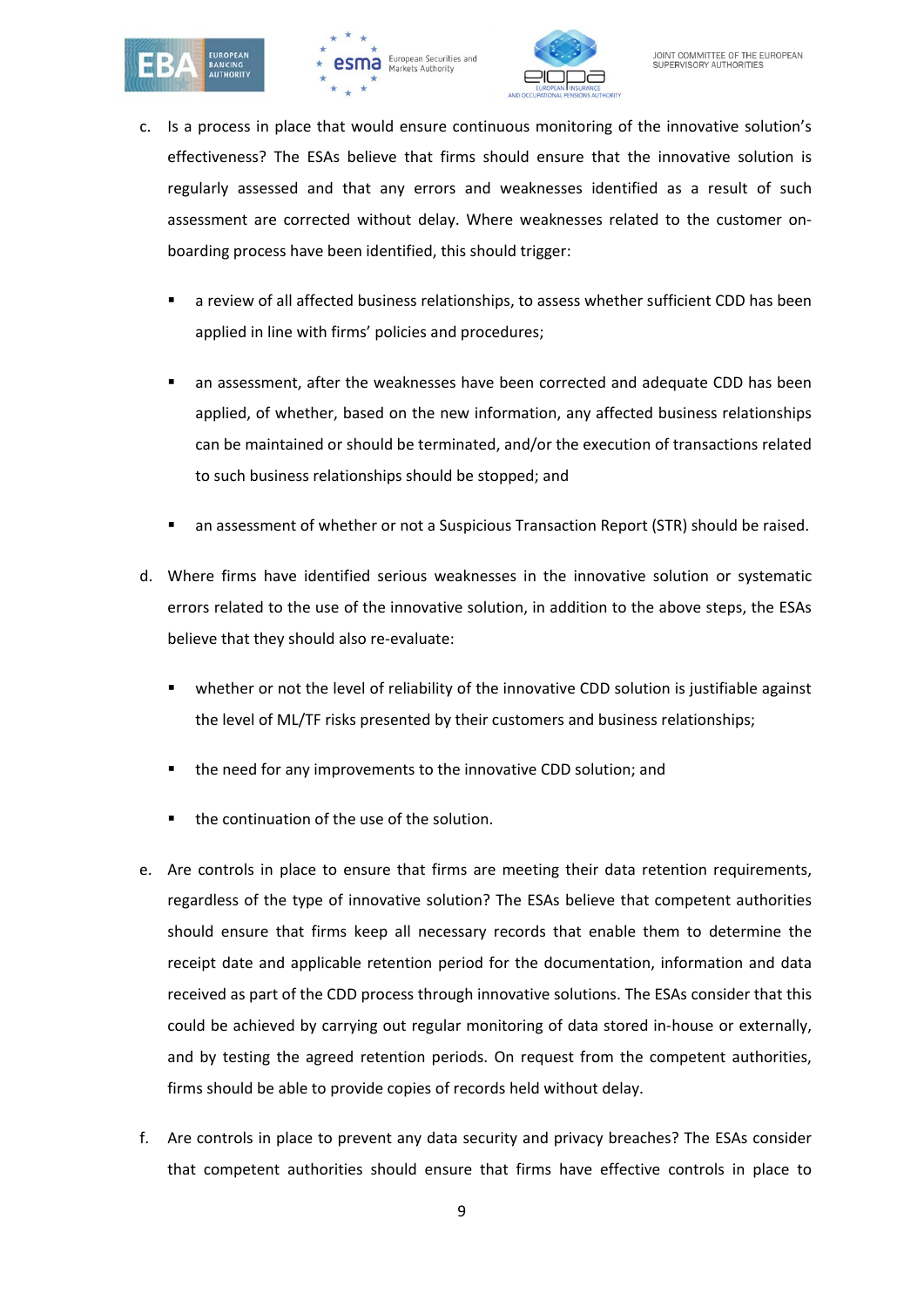c. Is a process in place that would ensure continuous monitoring of the innovative solution's effectiveness? The ESAs believe that firms should ensure that the innovative solution is regularly assessed and that any errors and weaknesses identified as a result of such assessment are corrected without delay. Where weaknesses related to the customer on-boarding process have been identified, this should trigger:

   - a review of all affected business relationships, to assess whether sufficient CDD has been applied in line with firms' policies and procedures;
   - an assessment, after the weaknesses have been corrected and adequate CDD has been applied, of whether, based on the new information, any affected business relationships can be maintained or should be terminated, and/or the execution of transactions related to such business relationships should be stopped; and
   - an assessment of whether or not a Suspicious Transaction Report (STR) should be raised.

d. Where firms have identified serious weaknesses in the innovative solution or systematic errors related to the use of the innovative solution, in addition to the above steps, the ESAs believe that they should also re-evaluate:

   - whether or not the level of reliability of the innovative CDD solution is justifiable against the level of ML/TF risks presented by their customers and business relationships;
   - the need for any improvements to the innovative CDD solution; and
   - the continuation of the use of the solution.

e. Are controls in place to ensure that firms are meeting their data retention requirements, regardless of the type of innovative solution? The ESAs believe that competent authorities should ensure that firms keep all necessary records that enable them to determine the receipt date and applicable retention period for the documentation, information and data received as part of the CDD process through innovative solutions. The ESAs consider that this could be achieved by carrying out regular monitoring of data stored in-house or externally, and by testing the agreed retention periods. On request from the competent authorities, firms should be able to provide copies of records held without delay.

f. Are controls in place to prevent any data security and privacy breaches? The ESAs consider that competent authorities should ensure that firms have effective controls in place to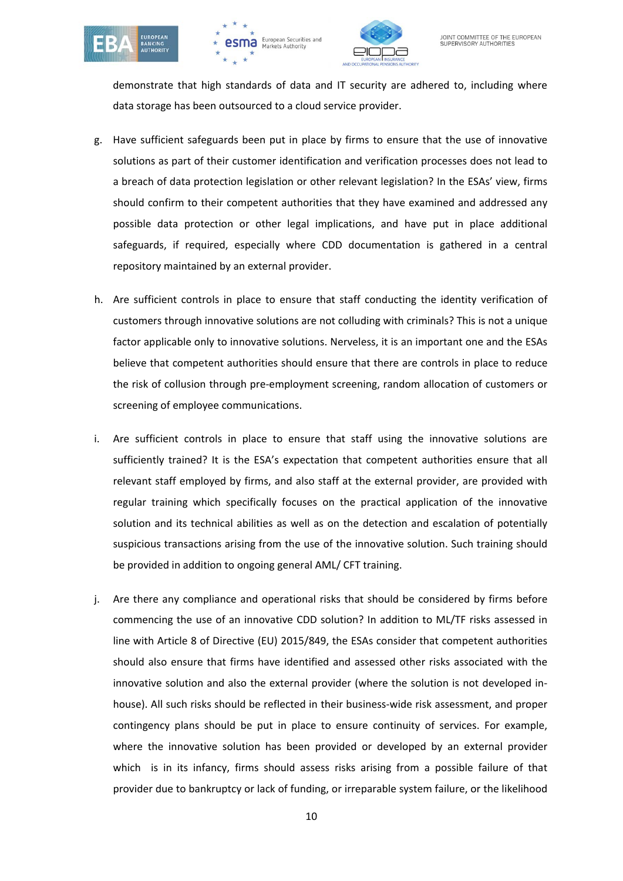demonstrate that high standards of data and IT security are adhered to, including where data storage has been outsourced to a cloud service provider.

g. Have sufficient safeguards been put in place by firms to ensure that the use of innovative solutions as part of their customer identification and verification processes does not lead to a breach of data protection legislation or other relevant legislation? In the ESAs' view, firms should confirm to their competent authorities that they have examined and addressed any possible data protection or other legal implications, and have put in place additional safeguards, if required, especially where CDD documentation is gathered in a central repository maintained by an external provider.

h. Are sufficient controls in place to ensure that staff conducting the identity verification of customers through innovative solutions are not colluding with criminals? This is not a unique factor applicable only to innovative solutions. Nerveless, it is an important one and the ESAs believe that competent authorities should ensure that there are controls in place to reduce the risk of collusion through pre-employment screening, random allocation of customers or screening of employee communications.

i. Are sufficient controls in place to ensure that staff using the innovative solutions are sufficiently trained? It is the ESA's expectation that competent authorities ensure that all relevant staff employed by firms, and also staff at the external provider, are provided with regular training which specifically focuses on the practical application of the innovative solution and its technical abilities as well as on the detection and escalation of potentially suspicious transactions arising from the use of the innovative solution. Such training should be provided in addition to ongoing general AML/ CFT training.

j. Are there any compliance and operational risks that should be considered by firms before commencing the use of an innovative CDD solution? In addition to ML/TF risks assessed in line with Article 8 of Directive (EU) 2015/849, the ESAs consider that competent authorities should also ensure that firms have identified and assessed other risks associated with the innovative solution and also the external provider (where the solution is not developed in-house). All such risks should be reflected in their business-wide risk assessment, and proper contingency plans should be put in place to ensure continuity of services. For example, where the innovative solution has been provided or developed by an external provider which is in its infancy, firms should assess risks arising from a possible failure of that provider due to bankruptcy or lack of funding, or irreparable system failure, or the likelihood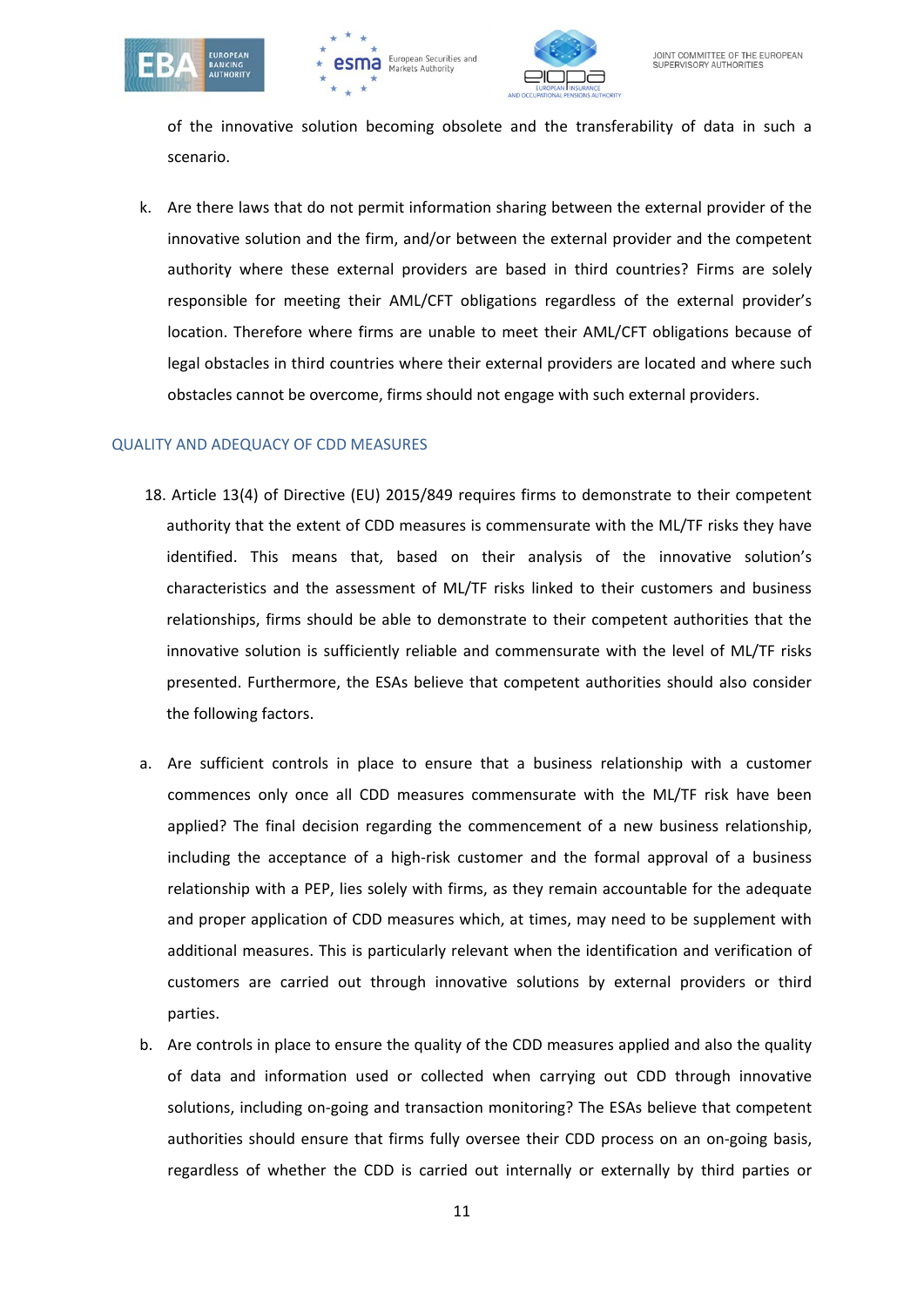of the innovative solution becoming obsolete and the transferability of data in such a scenario.

k. Are there laws that do not permit information sharing between the external provider of the innovative solution and the firm, and/or between the external provider and the competent authority where these external providers are based in third countries? Firms are solely responsible for meeting their AML/CFT obligations regardless of the external provider's location. Therefore where firms are unable to meet their AML/CFT obligations because of legal obstacles in third countries where their external providers are located and where such obstacles cannot be overcome, firms should not engage with such external providers.

## QUALITY AND ADEQUACY OF CDD MEASURES

18. Article 13(4) of Directive (EU) 2015/849 requires firms to demonstrate to their competent authority that the extent of CDD measures is commensurate with the ML/TF risks they have identified. This means that, based on their analysis of the innovative solution's characteristics and the assessment of ML/TF risks linked to their customers and business relationships, firms should be able to demonstrate to their competent authorities that the innovative solution is sufficiently reliable and commensurate with the level of ML/TF risks presented. Furthermore, the ESAs believe that competent authorities should also consider the following factors.

a. Are sufficient controls in place to ensure that a business relationship with a customer commences only once all CDD measures commensurate with the ML/TF risk have been applied? The final decision regarding the commencement of a new business relationship, including the acceptance of a high-risk customer and the formal approval of a business relationship with a PEP, lies solely with firms, as they remain accountable for the adequate and proper application of CDD measures which, at times, may need to be supplement with additional measures. This is particularly relevant when the identification and verification of customers are carried out through innovative solutions by external providers or third parties.

b. Are controls in place to ensure the quality of the CDD measures applied and also the quality of data and information used or collected when carrying out CDD through innovative solutions, including on-going and transaction monitoring? The ESAs believe that competent authorities should ensure that firms fully oversee their CDD process on an on-going basis, regardless of whether the CDD is carried out internally or externally by third parties or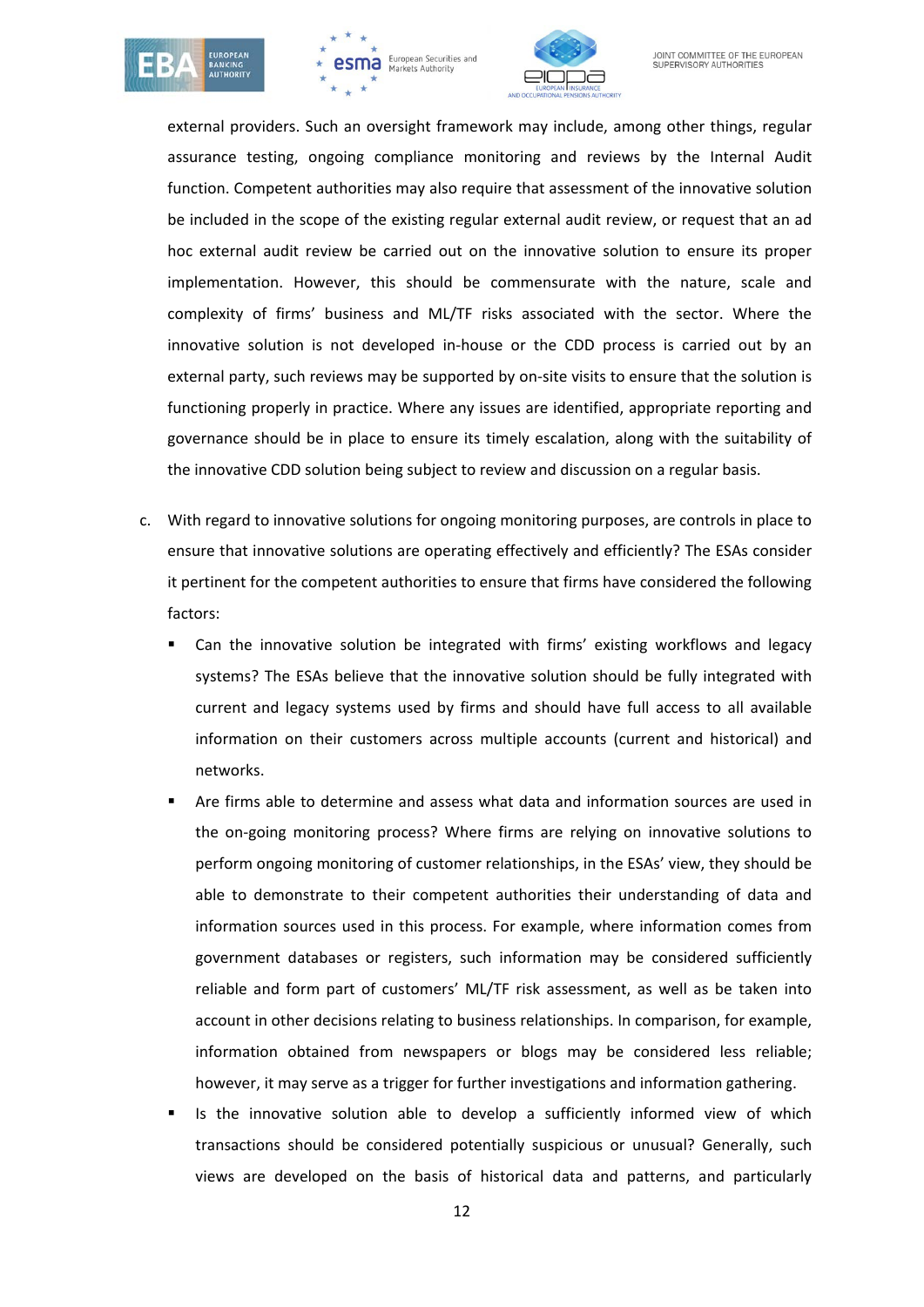external providers. Such an oversight framework may include, among other things, regular assurance testing, ongoing compliance monitoring and reviews by the Internal Audit function. Competent authorities may also require that assessment of the innovative solution be included in the scope of the existing regular external audit review, or request that an ad hoc external audit review be carried out on the innovative solution to ensure its proper implementation. However, this should be commensurate with the nature, scale and complexity of firms' business and ML/TF risks associated with the sector. Where the innovative solution is not developed in-house or the CDD process is carried out by an external party, such reviews may be supported by on-site visits to ensure that the solution is functioning properly in practice. Where any issues are identified, appropriate reporting and governance should be in place to ensure its timely escalation, along with the suitability of the innovative CDD solution being subject to review and discussion on a regular basis.

c. With regard to innovative solutions for ongoing monitoring purposes, are controls in place to ensure that innovative solutions are operating effectively and efficiently? The ESAs consider it pertinent for the competent authorities to ensure that firms have considered the following factors:

- Can the innovative solution be integrated with firms' existing workflows and legacy systems? The ESAs believe that the innovative solution should be fully integrated with current and legacy systems used by firms and should have full access to all available information on their customers across multiple accounts (current and historical) and networks.
- Are firms able to determine and assess what data and information sources are used in the on-going monitoring process? Where firms are relying on innovative solutions to perform ongoing monitoring of customer relationships, in the ESAs' view, they should be able to demonstrate to their competent authorities their understanding of data and information sources used in this process. For example, where information comes from government databases or registers, such information may be considered sufficiently reliable and form part of customers' ML/TF risk assessment, as well as be taken into account in other decisions relating to business relationships. In comparison, for example, information obtained from newspapers or blogs may be considered less reliable; however, it may serve as a trigger for further investigations and information gathering.
- Is the innovative solution able to develop a sufficiently informed view of which transactions should be considered potentially suspicious or unusual? Generally, such views are developed on the basis of historical data and patterns, and particularly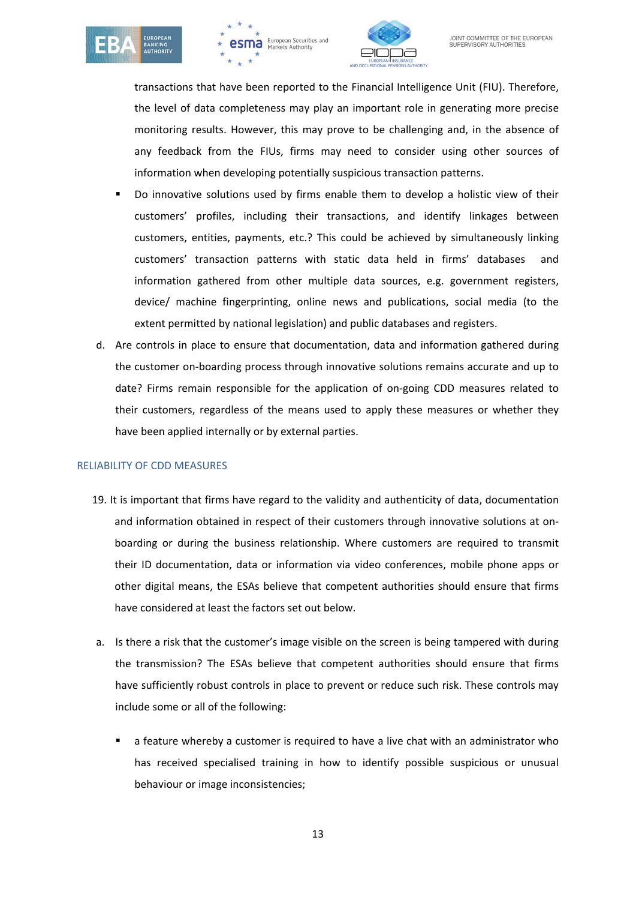transactions that have been reported to the Financial Intelligence Unit (FIU). Therefore, the level of data completeness may play an important role in generating more precise monitoring results. However, this may prove to be challenging and, in the absence of any feedback from the FIUs, firms may need to consider using other sources of information when developing potentially suspicious transaction patterns.

- Do innovative solutions used by firms enable them to develop a holistic view of their customers' profiles, including their transactions, and identify linkages between customers, entities, payments, etc.? This could be achieved by simultaneously linking customers' transaction patterns with static data held in firms' databases and information gathered from other multiple data sources, e.g. government registers, device/ machine fingerprinting, online news and publications, social media (to the extent permitted by national legislation) and public databases and registers.

d. Are controls in place to ensure that documentation, data and information gathered during the customer on-boarding process through innovative solutions remains accurate and up to date? Firms remain responsible for the application of on-going CDD measures related to their customers, regardless of the means used to apply these measures or whether they have been applied internally or by external parties.

## RELIABILITY OF CDD MEASURES

19. It is important that firms have regard to the validity and authenticity of data, documentation and information obtained in respect of their customers through innovative solutions at on-boarding or during the business relationship. Where customers are required to transmit their ID documentation, data or information via video conferences, mobile phone apps or other digital means, the ESAs believe that competent authorities should ensure that firms have considered at least the factors set out below.

a. Is there a risk that the customer's image visible on the screen is being tampered with during the transmission? The ESAs believe that competent authorities should ensure that firms have sufficiently robust controls in place to prevent or reduce such risk. These controls may include some or all of the following:

- a feature whereby a customer is required to have a live chat with an administrator who has received specialised training in how to identify possible suspicious or unusual behaviour or image inconsistencies;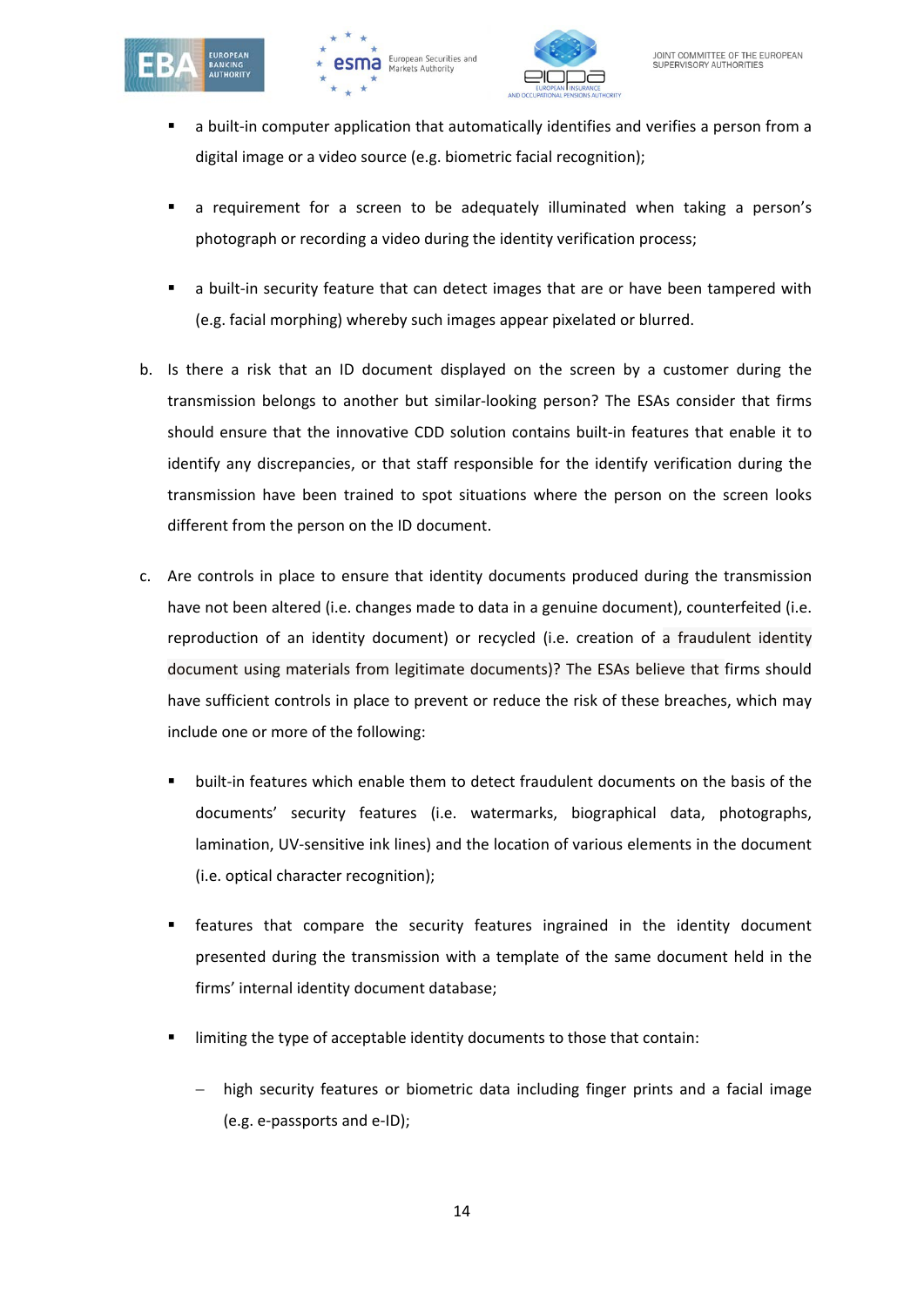- a built-in computer application that automatically identifies and verifies a person from a digital image or a video source (e.g. biometric facial recognition);
- a requirement for a screen to be adequately illuminated when taking a person's photograph or recording a video during the identity verification process;
- a built-in security feature that can detect images that are or have been tampered with (e.g. facial morphing) whereby such images appear pixelated or blurred.

b. Is there a risk that an ID document displayed on the screen by a customer during the transmission belongs to another but similar-looking person? The ESAs consider that firms should ensure that the innovative CDD solution contains built-in features that enable it to identify any discrepancies, or that staff responsible for the identify verification during the transmission have been trained to spot situations where the person on the screen looks different from the person on the ID document.

c. Are controls in place to ensure that identity documents produced during the transmission have not been altered (i.e. changes made to data in a genuine document), counterfeited (i.e. reproduction of an identity document) or recycled (i.e. creation of a fraudulent identity document using materials from legitimate documents)? The ESAs believe that firms should have sufficient controls in place to prevent or reduce the risk of these breaches, which may include one or more of the following:

- built-in features which enable them to detect fraudulent documents on the basis of the documents' security features (i.e. watermarks, biographical data, photographs, lamination, UV-sensitive ink lines) and the location of various elements in the document (i.e. optical character recognition);
- features that compare the security features ingrained in the identity document presented during the transmission with a template of the same document held in the firms' internal identity document database;
- limiting the type of acceptable identity documents to those that contain:
  - high security features or biometric data including finger prints and a facial image (e.g. e-passports and e-ID);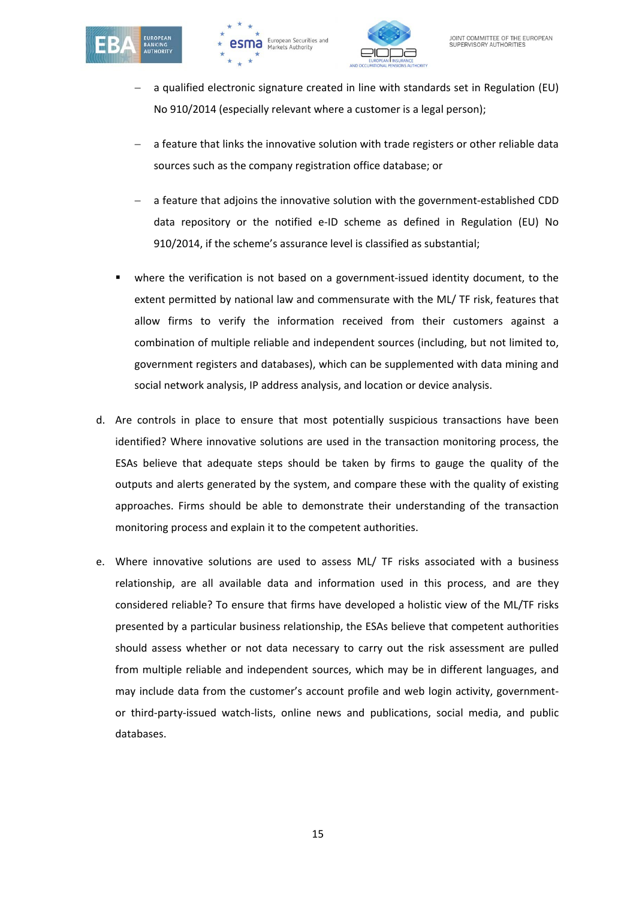- a qualified electronic signature created in line with standards set in Regulation (EU) No 910/2014 (especially relevant where a customer is a legal person);
    - a feature that links the innovative solution with trade registers or other reliable data sources such as the company registration office database; or
    - a feature that adjoins the innovative solution with the government-established CDD data repository or the notified e-ID scheme as defined in Regulation (EU) No 910/2014, if the scheme's assurance level is classified as substantial;
  - where the verification is not based on a government-issued identity document, to the extent permitted by national law and commensurate with the ML/ TF risk, features that allow firms to verify the information received from their customers against a combination of multiple reliable and independent sources (including, but not limited to, government registers and databases), which can be supplemented with data mining and social network analysis, IP address analysis, and location or device analysis.

d. Are controls in place to ensure that most potentially suspicious transactions have been identified? Where innovative solutions are used in the transaction monitoring process, the ESAs believe that adequate steps should be taken by firms to gauge the quality of the outputs and alerts generated by the system, and compare these with the quality of existing approaches. Firms should be able to demonstrate their understanding of the transaction monitoring process and explain it to the competent authorities.

e. Where innovative solutions are used to assess ML/ TF risks associated with a business relationship, are all available data and information used in this process, and are they considered reliable? To ensure that firms have developed a holistic view of the ML/TF risks presented by a particular business relationship, the ESAs believe that competent authorities should assess whether or not data necessary to carry out the risk assessment are pulled from multiple reliable and independent sources, which may be in different languages, and may include data from the customer's account profile and web login activity, government- or third-party-issued watch-lists, online news and publications, social media, and public databases.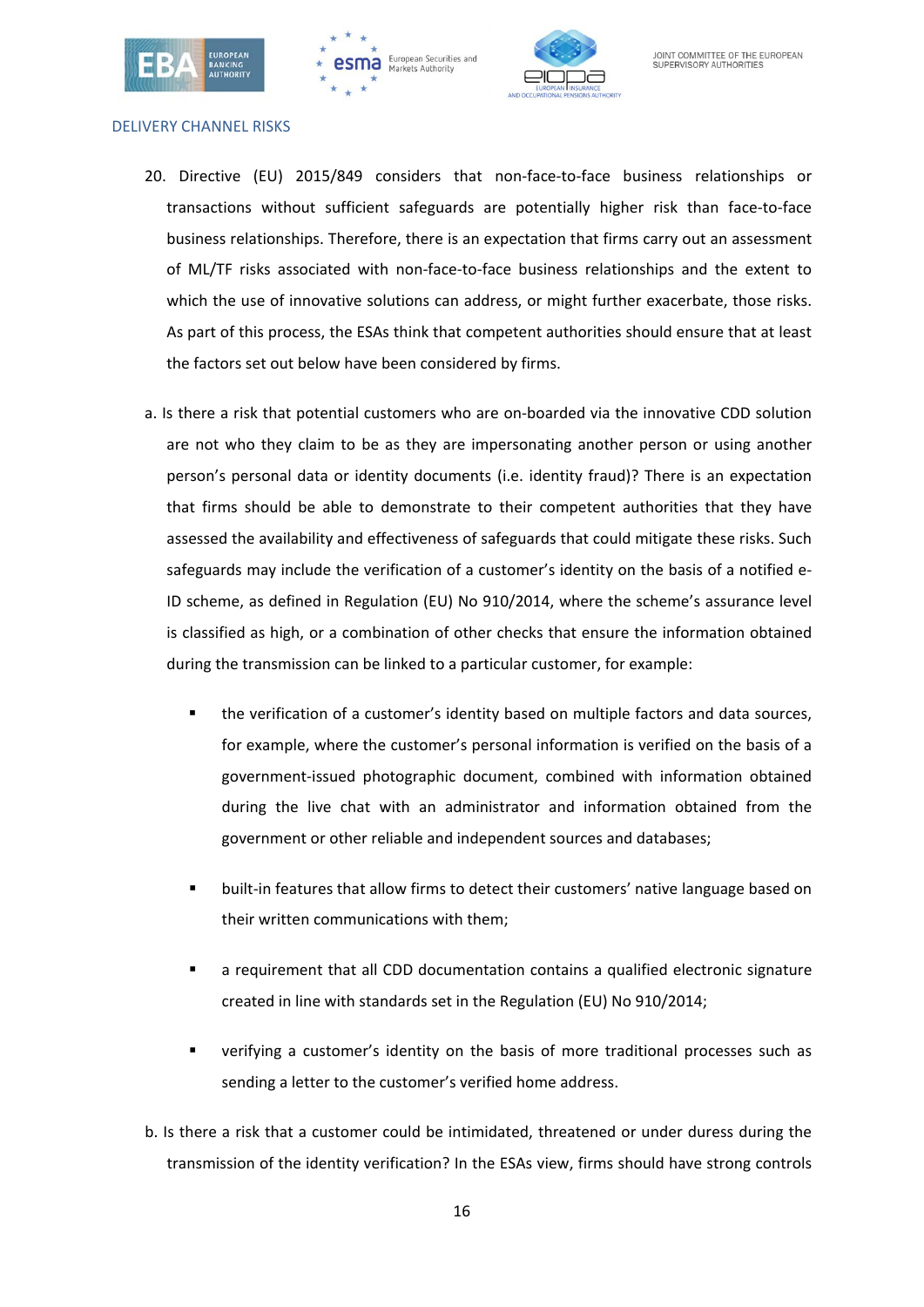## DELIVERY CHANNEL RISKS

20. Directive (EU) 2015/849 considers that non-face-to-face business relationships or transactions without sufficient safeguards are potentially higher risk than face-to-face business relationships. Therefore, there is an expectation that firms carry out an assessment of ML/TF risks associated with non-face-to-face business relationships and the extent to which the use of innovative solutions can address, or might further exacerbate, those risks. As part of this process, the ESAs think that competent authorities should ensure that at least the factors set out below have been considered by firms.

a. Is there a risk that potential customers who are on-boarded via the innovative CDD solution are not who they claim to be as they are impersonating another person or using another person's personal data or identity documents (i.e. identity fraud)? There is an expectation that firms should be able to demonstrate to their competent authorities that they have assessed the availability and effectiveness of safeguards that could mitigate these risks. Such safeguards may include the verification of a customer's identity on the basis of a notified e-ID scheme, as defined in Regulation (EU) No 910/2014, where the scheme's assurance level is classified as high, or a combination of other checks that ensure the information obtained during the transmission can be linked to a particular customer, for example:

   - the verification of a customer's identity based on multiple factors and data sources, for example, where the customer's personal information is verified on the basis of a government-issued photographic document, combined with information obtained during the live chat with an administrator and information obtained from the government or other reliable and independent sources and databases;
   - built-in features that allow firms to detect their customers' native language based on their written communications with them;
   - a requirement that all CDD documentation contains a qualified electronic signature created in line with standards set in the Regulation (EU) No 910/2014;
   - verifying a customer's identity on the basis of more traditional processes such as sending a letter to the customer's verified home address.

b. Is there a risk that a customer could be intimidated, threatened or under duress during the transmission of the identity verification? In the ESAs view, firms should have strong controls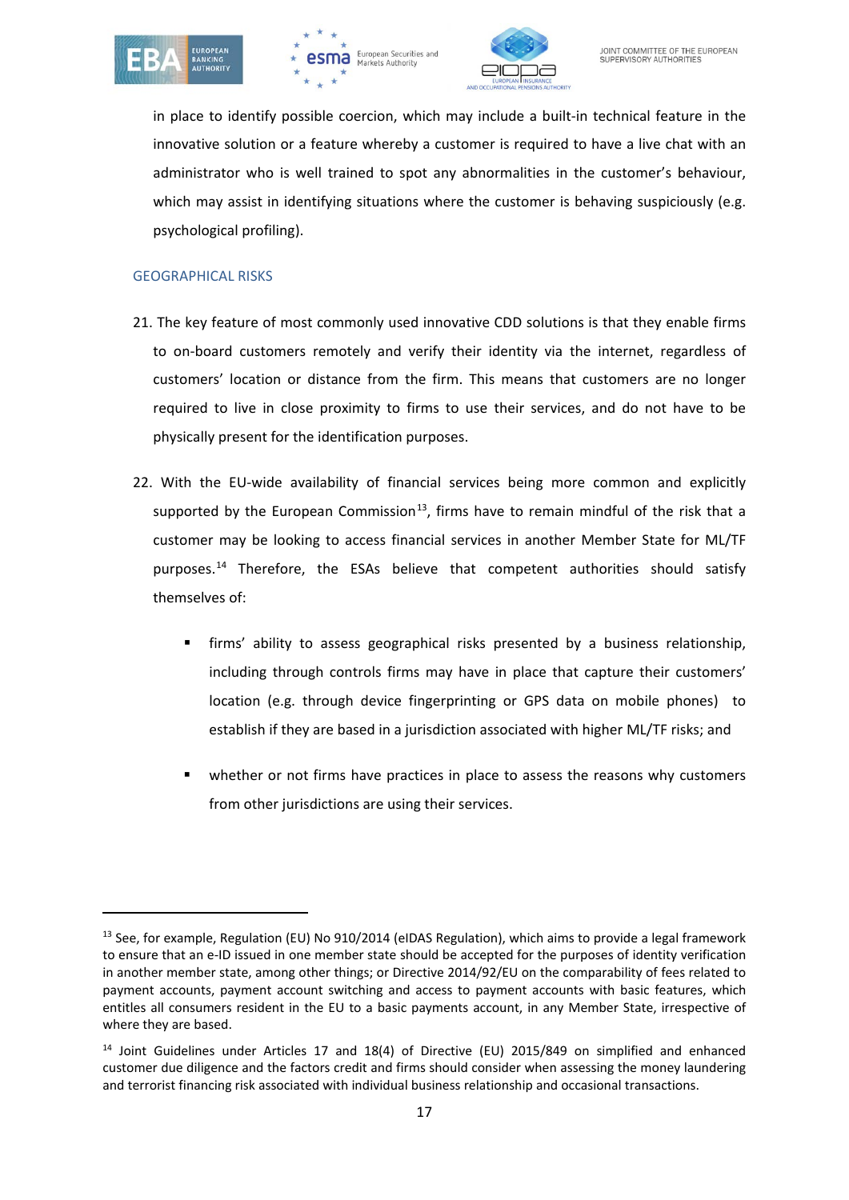in place to identify possible coercion, which may include a built-in technical feature in the innovative solution or a feature whereby a customer is required to have a live chat with an administrator who is well trained to spot any abnormalities in the customer's behaviour, which may assist in identifying situations where the customer is behaving suspiciously (e.g. psychological profiling).

### GEOGRAPHICAL RISKS

21. The key feature of most commonly used innovative CDD solutions is that they enable firms to on-board customers remotely and verify their identity via the internet, regardless of customers' location or distance from the firm. This means that customers are no longer required to live in close proximity to firms to use their services, and do not have to be physically present for the identification purposes.

22. With the EU-wide availability of financial services being more common and explicitly supported by the European Commission[13], firms have to remain mindful of the risk that a customer may be looking to access financial services in another Member State for ML/TF purposes.[14] Therefore, the ESAs believe that competent authorities should satisfy themselves of:

    - firms' ability to assess geographical risks presented by a business relationship, including through controls firms may have in place that capture their customers' location (e.g. through device fingerprinting or GPS data on mobile phones) to establish if they are based in a jurisdiction associated with higher ML/TF risks; and
    - whether or not firms have practices in place to assess the reasons why customers from other jurisdictions are using their services.

---

[13] See, for example, Regulation (EU) No 910/2014 (eIDAS Regulation), which aims to provide a legal framework to ensure that an e-ID issued in one member state should be accepted for the purposes of identity verification in another member state, among other things; or Directive 2014/92/EU on the comparability of fees related to payment accounts, payment account switching and access to payment accounts with basic features, which entitles all consumers resident in the EU to a basic payments account, in any Member State, irrespective of where they are based.

[14] Joint Guidelines under Articles 17 and 18(4) of Directive (EU) 2015/849 on simplified and enhanced customer due diligence and the factors credit and firms should consider when assessing the money laundering and terrorist financing risk associated with individual business relationship and occasional transactions.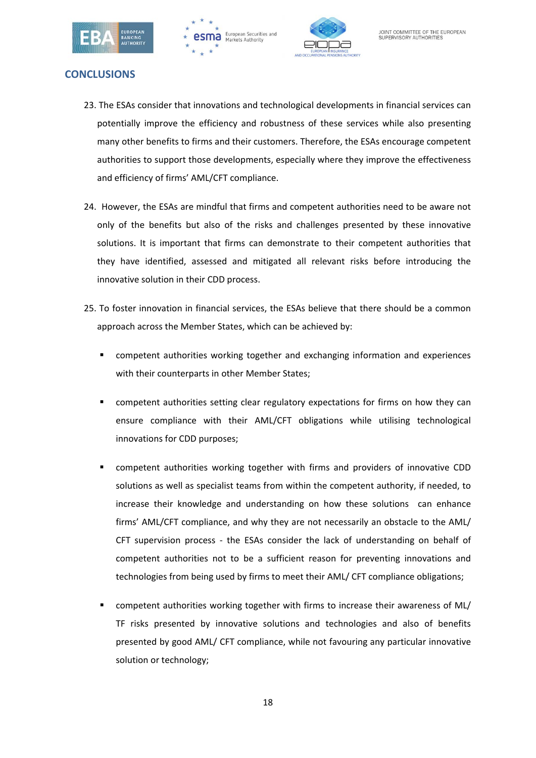## CONCLUSIONS

23. The ESAs consider that innovations and technological developments in financial services can potentially improve the efficiency and robustness of these services while also presenting many other benefits to firms and their customers. Therefore, the ESAs encourage competent authorities to support those developments, especially where they improve the effectiveness and efficiency of firms' AML/CFT compliance.

24. However, the ESAs are mindful that firms and competent authorities need to be aware not only of the benefits but also of the risks and challenges presented by these innovative solutions. It is important that firms can demonstrate to their competent authorities that they have identified, assessed and mitigated all relevant risks before introducing the innovative solution in their CDD process.

25. To foster innovation in financial services, the ESAs believe that there should be a common approach across the Member States, which can be achieved by:

   - competent authorities working together and exchanging information and experiences with their counterparts in other Member States;
   - competent authorities setting clear regulatory expectations for firms on how they can ensure compliance with their AML/CFT obligations while utilising technological innovations for CDD purposes;
   - competent authorities working together with firms and providers of innovative CDD solutions as well as specialist teams from within the competent authority, if needed, to increase their knowledge and understanding on how these solutions can enhance firms' AML/CFT compliance, and why they are not necessarily an obstacle to the AML/ CFT supervision process - the ESAs consider the lack of understanding on behalf of competent authorities not to be a sufficient reason for preventing innovations and technologies from being used by firms to meet their AML/ CFT compliance obligations;
   - competent authorities working together with firms to increase their awareness of ML/ TF risks presented by innovative solutions and technologies and also of benefits presented by good AML/ CFT compliance, while not favouring any particular innovative solution or technology;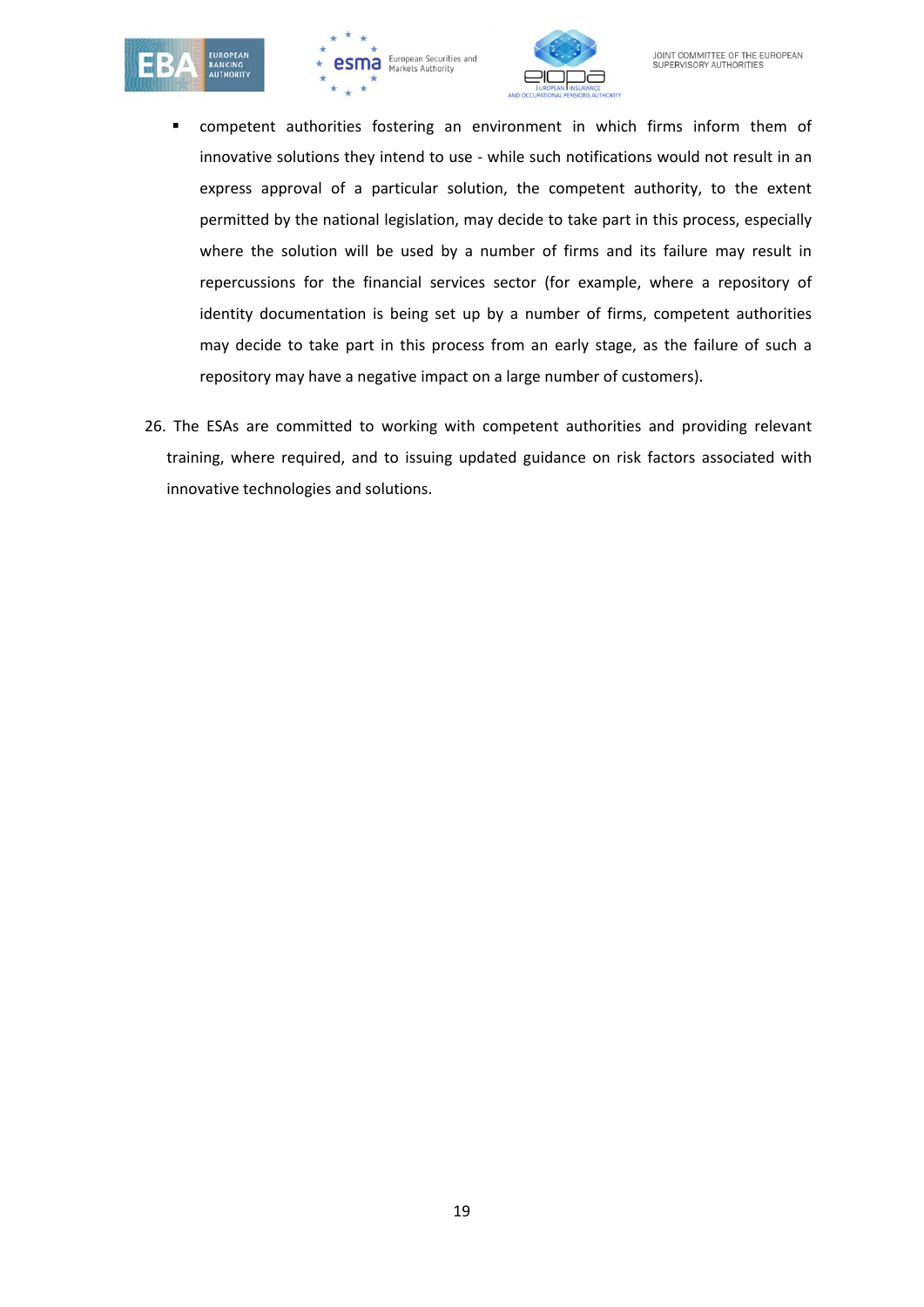- competent authorities fostering an environment in which firms inform them of innovative solutions they intend to use - while such notifications would not result in an express approval of a particular solution, the competent authority, to the extent permitted by the national legislation, may decide to take part in this process, especially where the solution will be used by a number of firms and its failure may result in repercussions for the financial services sector (for example, where a repository of identity documentation is being set up by a number of firms, competent authorities may decide to take part in this process from an early stage, as the failure of such a repository may have a negative impact on a large number of customers).

26. The ESAs are committed to working with competent authorities and providing relevant training, where required, and to issuing updated guidance on risk factors associated with innovative technologies and solutions.